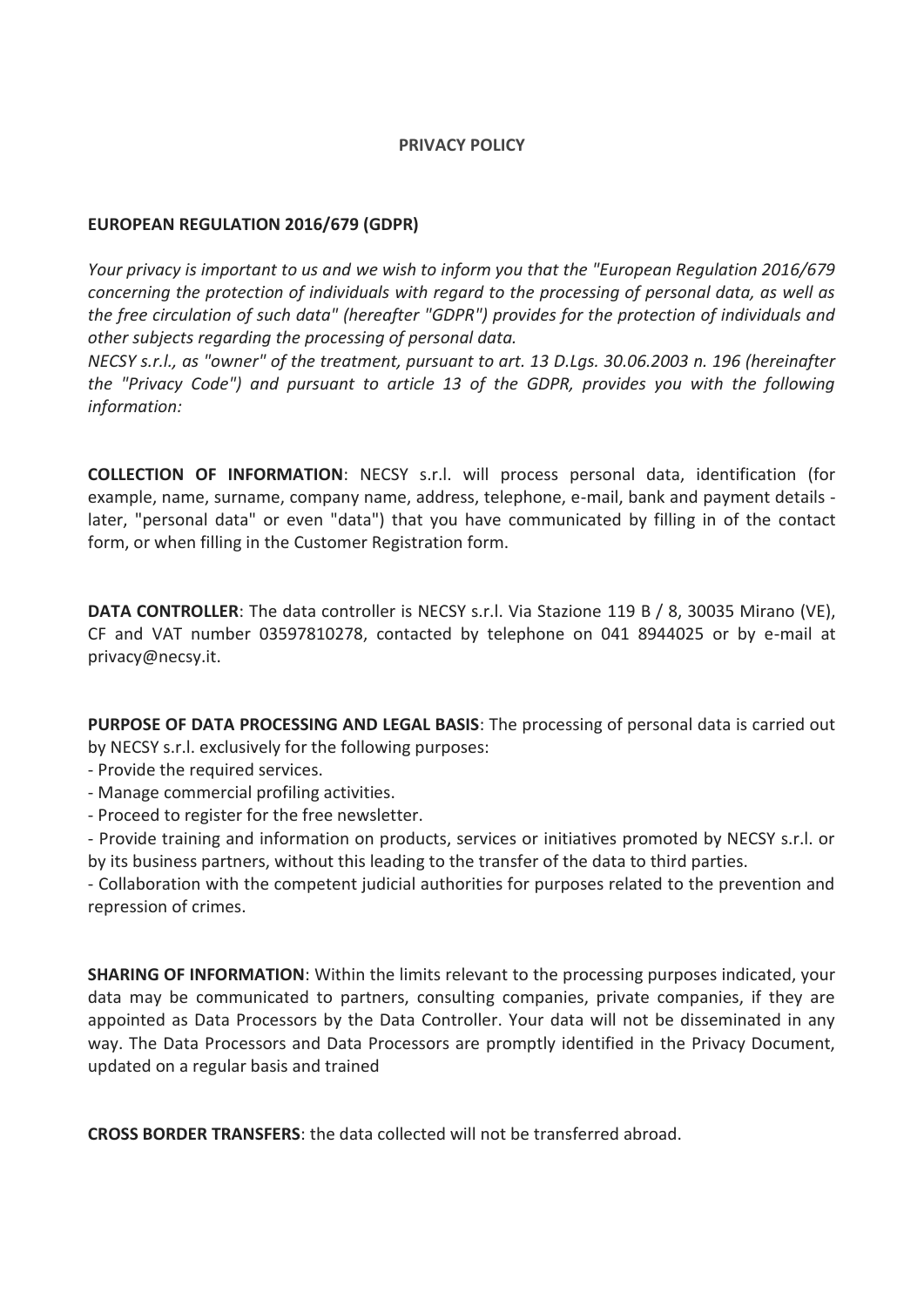# PRIVACY POLICY

## EUROPEAN REGULATION 2016/679 (GDPR)

*Your privacy is important to us and we wish to inform you that the "European Regulation 2016/679 concerning the protection of individuals with regard to the processing of personal data, as well as the free circulation of such data" (hereafter "GDPR") provides for the protection of individuals and other subjects regarding the processing of personal data.*
*NECSY s.r.l., as "owner" of the treatment, pursuant to art. 13 D.Lgs. 30.06.2003 n. 196 (hereinafter the "Privacy Code") and pursuant to article 13 of the GDPR, provides you with the following information:*

**COLLECTION OF INFORMATION**: NECSY s.r.l. will process personal data, identification (for example, name, surname, company name, address, telephone, e-mail, bank and payment details - later, "personal data" or even "data") that you have communicated by filling in of the contact form, or when filling in the Customer Registration form.

**DATA CONTROLLER**: The data controller is NECSY s.r.l. Via Stazione 119 B / 8, 30035 Mirano (VE), CF and VAT number 03597810278, contacted by telephone on 041 8944025 or by e-mail at privacy@necsy.it.

**PURPOSE OF DATA PROCESSING AND LEGAL BASIS**: The processing of personal data is carried out by NECSY s.r.l. exclusively for the following purposes:
- Provide the required services.
- Manage commercial profiling activities.
- Proceed to register for the free newsletter.
- Provide training and information on products, services or initiatives promoted by NECSY s.r.l. or by its business partners, without this leading to the transfer of the data to third parties.
- Collaboration with the competent judicial authorities for purposes related to the prevention and repression of crimes.

**SHARING OF INFORMATION**: Within the limits relevant to the processing purposes indicated, your data may be communicated to partners, consulting companies, private companies, if they are appointed as Data Processors by the Data Controller. Your data will not be disseminated in any way. The Data Processors and Data Processors are promptly identified in the Privacy Document, updated on a regular basis and trained

**CROSS BORDER TRANSFERS**: the data collected will not be transferred abroad.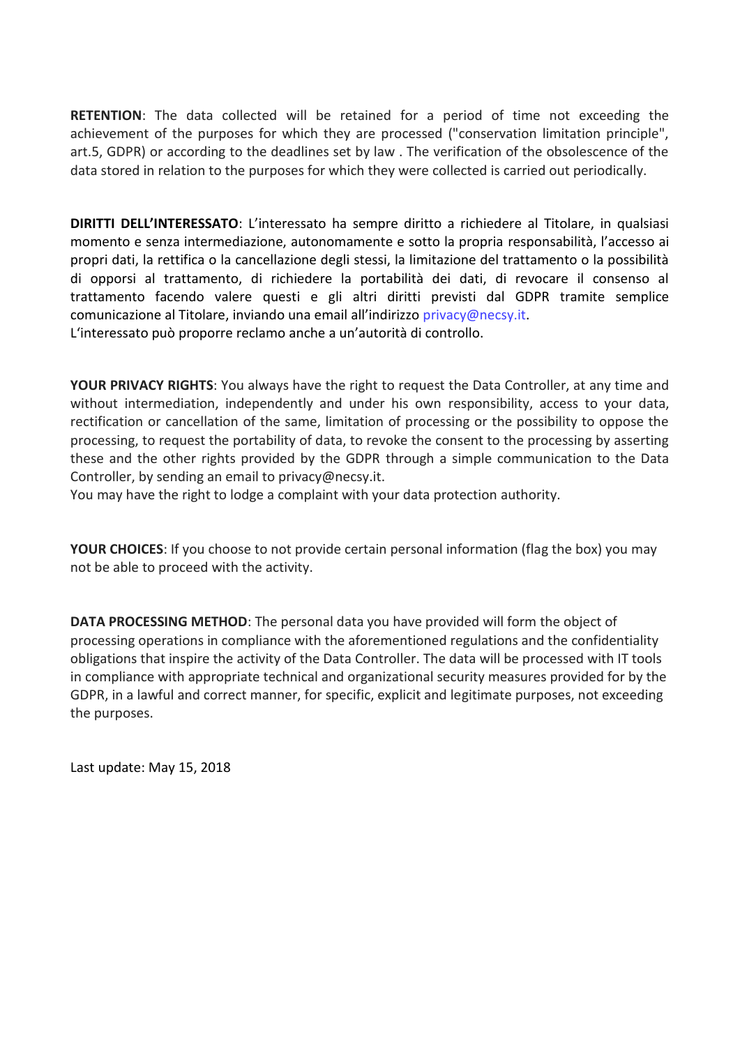**RETENTION**: The data collected will be retained for a period of time not exceeding the achievement of the purposes for which they are processed ("conservation limitation principle", art.5, GDPR) or according to the deadlines set by law . The verification of the obsolescence of the data stored in relation to the purposes for which they were collected is carried out periodically.

**DIRITTI DELL'INTERESSATO**: L'interessato ha sempre diritto a richiedere al Titolare, in qualsiasi momento e senza intermediazione, autonomamente e sotto la propria responsabilità, l'accesso ai propri dati, la rettifica o la cancellazione degli stessi, la limitazione del trattamento o la possibilità di opporsi al trattamento, di richiedere la portabilità dei dati, di revocare il consenso al trattamento facendo valere questi e gli altri diritti previsti dal GDPR tramite semplice comunicazione al Titolare, inviando una email all'indirizzo privacy@necsy.it.
L'interessato può proporre reclamo anche a un'autorità di controllo.

**YOUR PRIVACY RIGHTS**: You always have the right to request the Data Controller, at any time and without intermediation, independently and under his own responsibility, access to your data, rectification or cancellation of the same, limitation of processing or the possibility to oppose the processing, to request the portability of data, to revoke the consent to the processing by asserting these and the other rights provided by the GDPR through a simple communication to the Data Controller, by sending an email to privacy@necsy.it.
You may have the right to lodge a complaint with your data protection authority.

**YOUR CHOICES**: If you choose to not provide certain personal information (flag the box) you may not be able to proceed with the activity.

**DATA PROCESSING METHOD**: The personal data you have provided will form the object of processing operations in compliance with the aforementioned regulations and the confidentiality obligations that inspire the activity of the Data Controller. The data will be processed with IT tools in compliance with appropriate technical and organizational security measures provided for by the GDPR, in a lawful and correct manner, for specific, explicit and legitimate purposes, not exceeding the purposes.

Last update: May 15, 2018